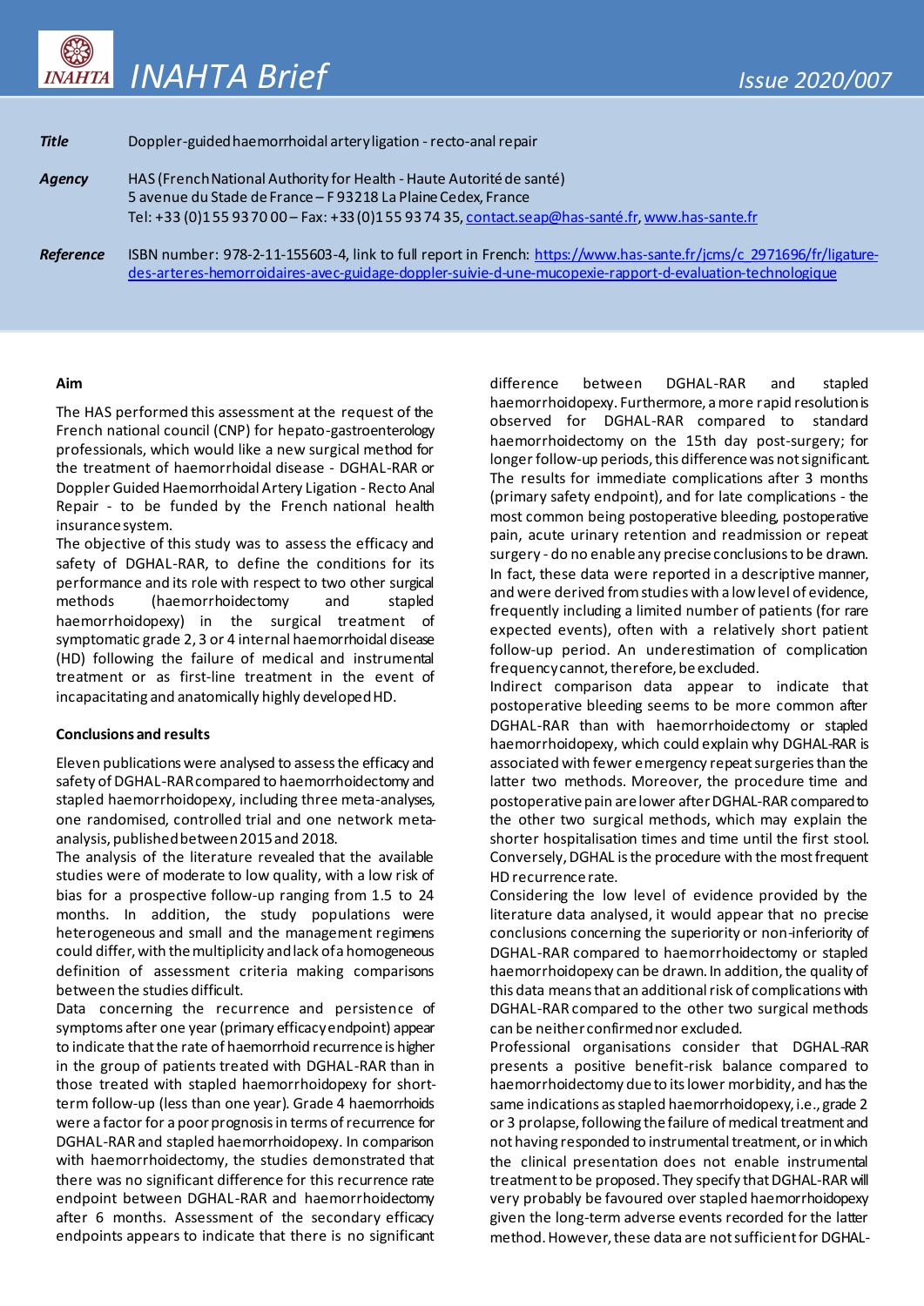# INAHTA Brief

Issue 2020/007

| | |
|---|---|
| ***Title*** | Doppler-guided haemorrhoidal artery ligation - recto-anal repair |
| ***Agency*** | HAS (French National Authority for Health - Haute Autorité de santé)<br>5 avenue du Stade de France – F 93218 La Plaine Cedex, France<br>Tel: +33 (0)1 55 93 70 00 – Fax: +33 (0)1 55 93 74 35, contact.seap@has-santé.fr, www.has-sante.fr |
| ***Reference*** | ISBN number: 978-2-11-155603-4, link to full report in French: https://www.has-sante.fr/jcms/c_2971696/fr/ligature-des-arteres-hemorroidaires-avec-guidage-doppler-suivie-d-une-mucopexie-rapport-d-evaluation-technologique |

## Aim

The HAS performed this assessment at the request of the French national council (CNP) for hepato-gastroenterology professionals, which would like a new surgical method for the treatment of haemorrhoidal disease - DGHAL-RAR or Doppler Guided Haemorrhoidal Artery Ligation - Recto Anal Repair - to be funded by the French national health insurance system.

The objective of this study was to assess the efficacy and safety of DGHAL-RAR, to define the conditions for its performance and its role with respect to two other surgical methods (haemorrhoidectomy and stapled haemorrhoidopexy) in the surgical treatment of symptomatic grade 2, 3 or 4 internal haemorrhoidal disease (HD) following the failure of medical and instrumental treatment or as first-line treatment in the event of incapacitating and anatomically highly developed HD.

## Conclusions and results

Eleven publications were analysed to assess the efficacy and safety of DGHAL-RAR compared to haemorrhoidectomy and stapled haemorrhoidopexy, including three meta-analyses, one randomised, controlled trial and one network meta-analysis, published between 2015 and 2018.

The analysis of the literature revealed that the available studies were of moderate to low quality, with a low risk of bias for a prospective follow-up ranging from 1.5 to 24 months. In addition, the study populations were heterogeneous and small and the management regimens could differ, with the multiplicity and lack of a homogeneous definition of assessment criteria making comparisons between the studies difficult.

Data concerning the recurrence and persistence of symptoms after one year (primary efficacy endpoint) appear to indicate that the rate of haemorrhoid recurrence is higher in the group of patients treated with DGHAL-RAR than in those treated with stapled haemorrhoidopexy for short-term follow-up (less than one year). Grade 4 haemorrhoids were a factor for a poor prognosis in terms of recurrence for DGHAL-RAR and stapled haemorrhoidopexy. In comparison with haemorrhoidectomy, the studies demonstrated that there was no significant difference for this recurrence rate endpoint between DGHAL-RAR and haemorrhoidectomy after 6 months. Assessment of the secondary efficacy endpoints appears to indicate that there is no significant difference between DGHAL-RAR and stapled haemorrhoidopexy. Furthermore, a more rapid resolution is observed for DGHAL-RAR compared to standard haemorrhoidectomy on the 15th day post-surgery; for longer follow-up periods, this difference was not significant.

The results for immediate complications after 3 months (primary safety endpoint), and for late complications - the most common being postoperative bleeding, postoperative pain, acute urinary retention and readmission or repeat surgery - do no enable any precise conclusions to be drawn. In fact, these data were reported in a descriptive manner, and were derived from studies with a low level of evidence, frequently including a limited number of patients (for rare expected events), often with a relatively short patient follow-up period. An underestimation of complication frequency cannot, therefore, be excluded.

Indirect comparison data appear to indicate that postoperative bleeding seems to be more common after DGHAL-RAR than with haemorrhoidectomy or stapled haemorrhoidopexy, which could explain why DGHAL-RAR is associated with fewer emergency repeat surgeries than the latter two methods. Moreover, the procedure time and postoperative pain are lower after DGHAL-RAR compared to the other two surgical methods, which may explain the shorter hospitalisation times and time until the first stool. Conversely, DGHAL is the procedure with the most frequent HD recurrence rate.

Considering the low level of evidence provided by the literature data analysed, it would appear that no precise conclusions concerning the superiority or non-inferiority of DGHAL-RAR compared to haemorrhoidectomy or stapled haemorrhoidopexy can be drawn. In addition, the quality of this data means that an additional risk of complications with DGHAL-RAR compared to the other two surgical methods can be neither confirmed nor excluded.

Professional organisations consider that DGHAL-RAR presents a positive benefit-risk balance compared to haemorrhoidectomy due to its lower morbidity, and has the same indications as stapled haemorrhoidopexy, i.e., grade 2 or 3 prolapse, following the failure of medical treatment and not having responded to instrumental treatment, or in which the clinical presentation does not enable instrumental treatment to be proposed. They specify that DGHAL-RAR will very probably be favoured over stapled haemorrhoidopexy given the long-term adverse events recorded for the latter method. However, these data are not sufficient for DGHAL-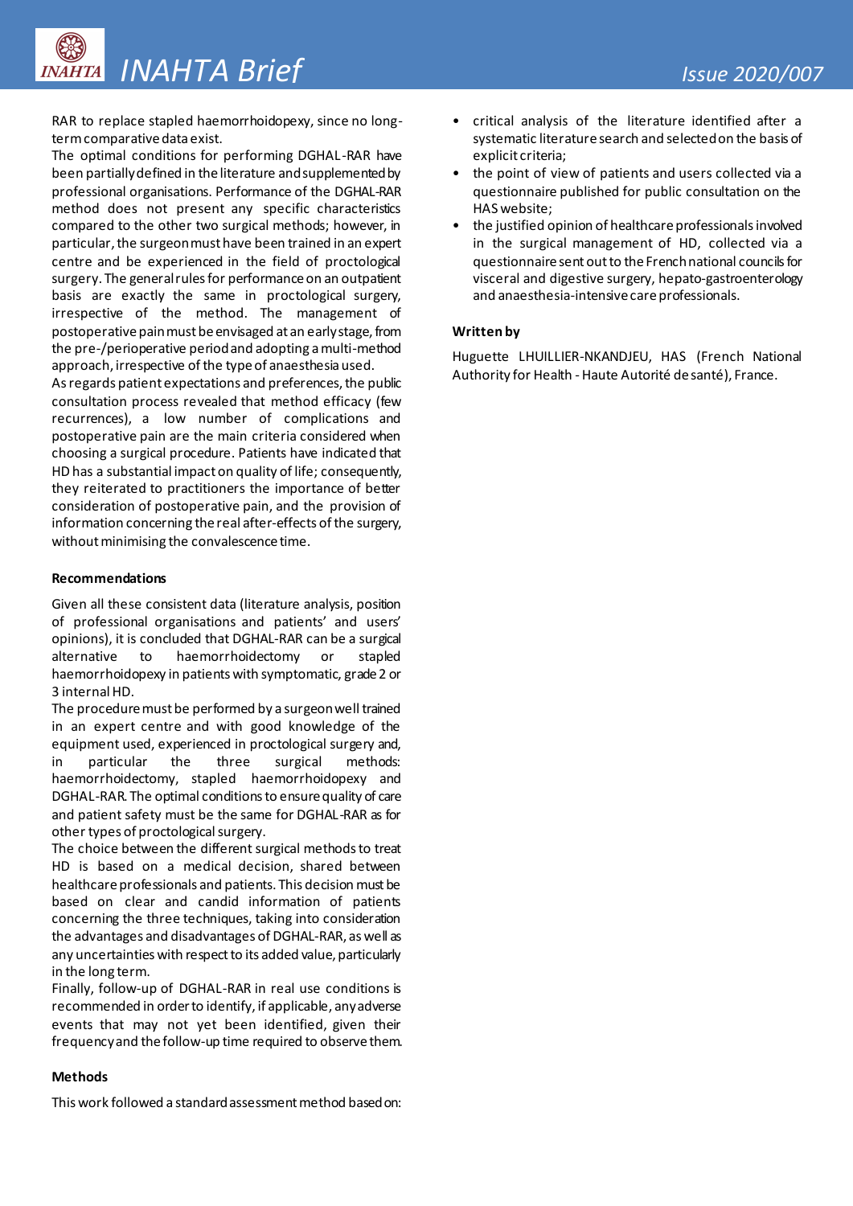RAR to replace stapled haemorrhoidopexy, since no long-term comparative data exist.

The optimal conditions for performing DGHAL-RAR have been partially defined in the literature and supplemented by professional organisations. Performance of the DGHAL-RAR method does not present any specific characteristics compared to the other two surgical methods; however, in particular, the surgeon must have been trained in an expert centre and be experienced in the field of proctological surgery. The general rules for performance on an outpatient basis are exactly the same in proctological surgery, irrespective of the method. The management of postoperative pain must be envisaged at an early stage, from the pre-/perioperative period and adopting a multi-method approach, irrespective of the type of anaesthesia used.

As regards patient expectations and preferences, the public consultation process revealed that method efficacy (few recurrences), a low number of complications and postoperative pain are the main criteria considered when choosing a surgical procedure. Patients have indicated that HD has a substantial impact on quality of life; consequently, they reiterated to practitioners the importance of better consideration of postoperative pain, and the provision of information concerning the real after-effects of the surgery, without minimising the convalescence time.

## Recommendations

Given all these consistent data (literature analysis, position of professional organisations and patients' and users' opinions), it is concluded that DGHAL-RAR can be a surgical alternative to haemorrhoidectomy or stapled haemorrhoidopexy in patients with symptomatic, grade 2 or 3 internal HD.

The procedure must be performed by a surgeon well trained in an expert centre and with good knowledge of the equipment used, experienced in proctological surgery and, in particular the three surgical methods: haemorrhoidectomy, stapled haemorrhoidopexy and DGHAL-RAR. The optimal conditions to ensure quality of care and patient safety must be the same for DGHAL-RAR as for other types of proctological surgery.

The choice between the different surgical methods to treat HD is based on a medical decision, shared between healthcare professionals and patients. This decision must be based on clear and candid information of patients concerning the three techniques, taking into consideration the advantages and disadvantages of DGHAL-RAR, as well as any uncertainties with respect to its added value, particularly in the long term.

Finally, follow-up of DGHAL-RAR in real use conditions is recommended in order to identify, if applicable, any adverse events that may not yet been identified, given their frequency and the follow-up time required to observe them.

## Methods

This work followed a standard assessment method based on:

- critical analysis of the literature identified after a systematic literature search and selected on the basis of explicit criteria;
- the point of view of patients and users collected via a questionnaire published for public consultation on the HAS website;
- the justified opinion of healthcare professionals involved in the surgical management of HD, collected via a questionnaire sent out to the French national councils for visceral and digestive surgery, hepato-gastroenterology and anaesthesia-intensive care professionals.

## Written by

Huguette LHUILLIER-NKANDJEU, HAS (French National Authority for Health - Haute Autorité de santé), France.